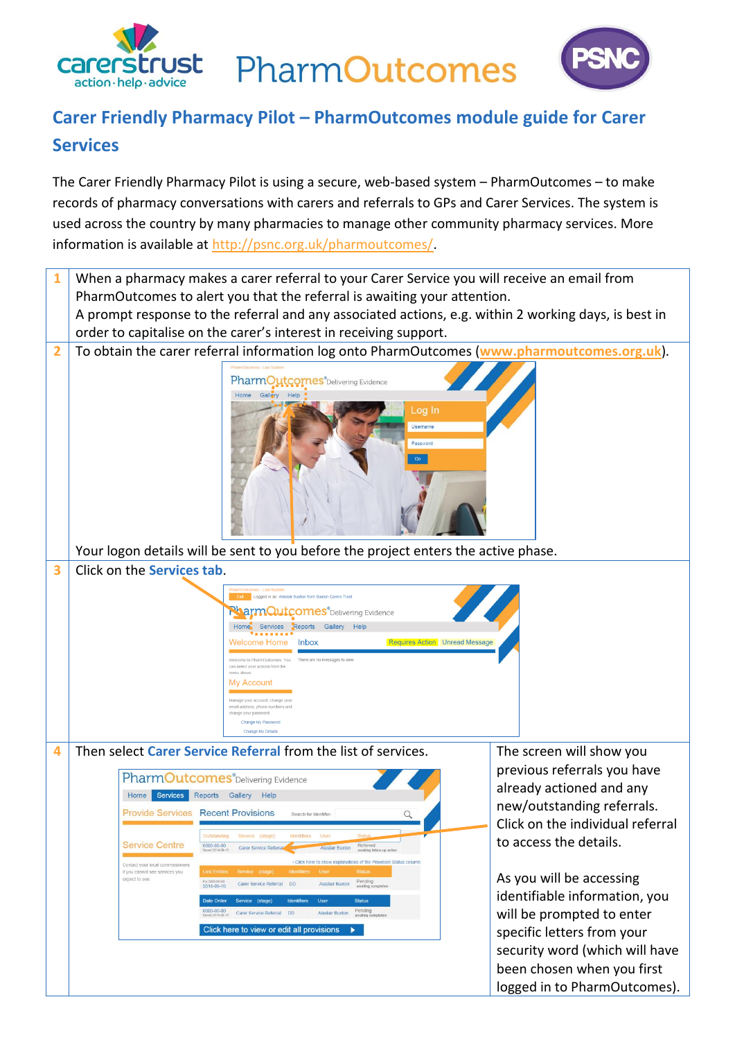## Carer Friendly Pharmacy Pilot – PharmOutcomes module guide for Carer Services

The Carer Friendly Pharmacy Pilot is using a secure, web-based system – PharmOutcomes – to make records of pharmacy conversations with carers and referrals to GPs and Carer Services. The system is used across the country by many pharmacies to manage other community pharmacy services. More information is available at http://psnc.org.uk/pharmoutcomes/.

| | | |
|---|---|---|
| 1 | When a pharmacy makes a carer referral to your Carer Service you will receive an email from PharmOutcomes to alert you that the referral is awaiting your attention. A prompt response to the referral and any associated actions, e.g. within 2 working days, is best in order to capitalise on the carer's interest in receiving support. | |
| 2 | To obtain the carer referral information log onto PharmOutcomes (**www.pharmoutcomes.org.uk**). Your logon details will be sent to you before the project enters the active phase. | |
| 3 | Click on the **Services tab**. | |
| 4 | Then select **Carer Service Referral** from the list of services. | The screen will show you previous referrals you have already actioned and any new/outstanding referrals. Click on the individual referral to access the details. As you will be accessing identifiable information, you will be prompted to enter specific letters from your security word (which will have been chosen when you first logged in to PharmOutcomes). |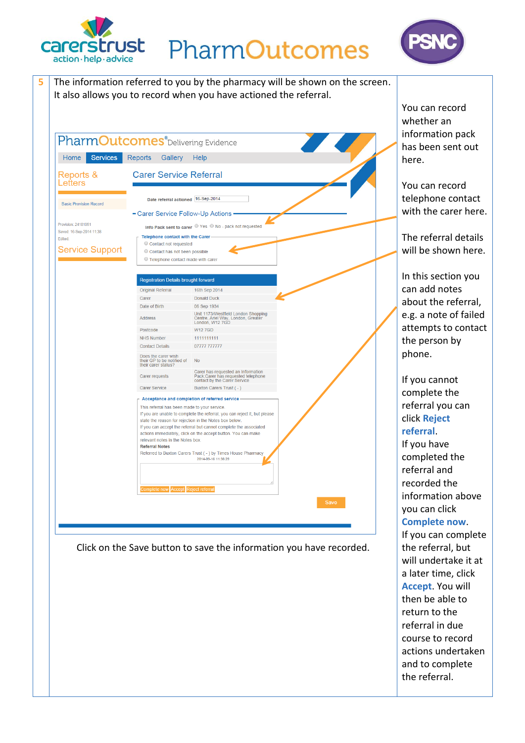**5** The information referred to you by the pharmacy will be shown on the screen. It also allows you to record when you have actioned the referral.

PharmOutcomes® Delivering Evidence

Home | Services | Reports | Gallery | Help

Reports & Letters

Basic Provision Record

Provision: 24181051
Saved: 16-Sep-2014 11:38
Edited:

Service Support

Carer Service Referral

Date referral actioned: 16-Sep-2014

Carer Service Follow-Up Actions

Info Pack sent to carer: Yes / No - pack not requested

Telephone contact with the Carer
- Contact not requested
- Contact has not been possible
- Telephone contact made with carer

| Registration Details brought forward | |
|---|---|
| Original Referral | 16th Sep 2014 |
| Carer | Donald Duck |
| Date of Birth | 06 Sep 1934 |
| Address | Unit 1173/Westfield London Shopping Centre, Ariel Way, London, Greater London, W12 7GD |
| Postcode | W12 7GD |
| NHS Number | 1111111111 |
| Contact Details | 07777 777777 |
| Does the carer wish their GP to be notified of their carer status? | No |
| Carer requests | Carer has requested an information Pack.Carer has requested telephone contact by the Carer Service |
| Carer Service | Buxton Carers Trust ( - ) |

Acceptance and completion of referred service

This referral has been made to your service.
If you are unable to complete the referral, you can reject it, but please state the reason for rejection in the Notes box below.
If you can accept the referral but cannot complete the associated actions immediately, click on the accept button. You can make relevant notes in the Notes box.

**Referral Notes**

Referred to Buxton Carers Trust ( - ) by Times House Pharmacy 2014-09-16 11:38:29

Complete now | Accept | Reject referral

Save

You can record whether an information pack has been sent out here.

You can record telephone contact with the carer here.

The referral details will be shown here.

In this section you can add notes about the referral, e.g. a note of failed attempts to contact the person by phone.

If you cannot complete the referral you can click **Reject referral**.
If you have completed the referral and recorded the information above you can click **Complete now**.
If you can complete the referral, but will undertake it at a later time, click **Accept**. You will then be able to return to the referral in due course to record actions undertaken and to complete the referral.

Click on the Save button to save the information you have recorded.